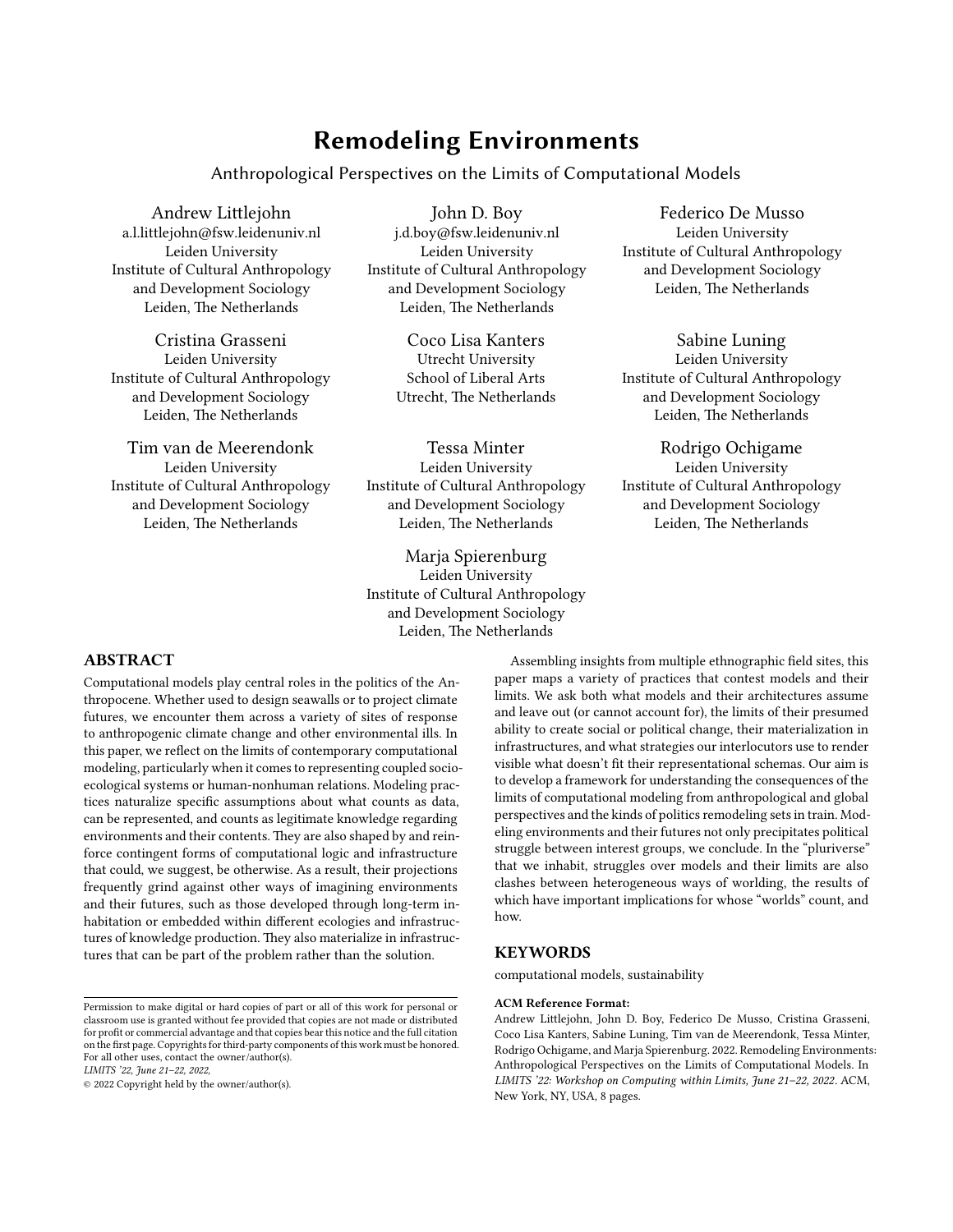# Remodeling Environments

## Anthropological Perspectives on the Limits of Computational Models

Andrew Littlejohn
a.l.littlejohn@fsw.leidenuniv.nl
Leiden University
Institute of Cultural Anthropology and Development Sociology
Leiden, The Netherlands

John D. Boy
j.d.boy@fsw.leidenuniv.nl
Leiden University
Institute of Cultural Anthropology and Development Sociology
Leiden, The Netherlands

Federico De Musso
Leiden University
Institute of Cultural Anthropology and Development Sociology
Leiden, The Netherlands

Cristina Grasseni
Leiden University
Institute of Cultural Anthropology and Development Sociology
Leiden, The Netherlands

Coco Lisa Kanters
Utrecht University
School of Liberal Arts
Utrecht, The Netherlands

Sabine Luning
Leiden University
Institute of Cultural Anthropology and Development Sociology
Leiden, The Netherlands

Tim van de Meerendonk
Leiden University
Institute of Cultural Anthropology and Development Sociology
Leiden, The Netherlands

Tessa Minter
Leiden University
Institute of Cultural Anthropology and Development Sociology
Leiden, The Netherlands

Rodrigo Ochigame
Leiden University
Institute of Cultural Anthropology and Development Sociology
Leiden, The Netherlands

Marja Spierenburg
Leiden University
Institute of Cultural Anthropology and Development Sociology
Leiden, The Netherlands

## ABSTRACT

Computational models play central roles in the politics of the Anthropocene. Whether used to design seawalls or to project climate futures, we encounter them across a variety of sites of response to anthropogenic climate change and other environmental ills. In this paper, we reflect on the limits of contemporary computational modeling, particularly when it comes to representing coupled socio-ecological systems or human-nonhuman relations. Modeling practices naturalize specific assumptions about what counts as data, can be represented, and counts as legitimate knowledge regarding environments and their contents. They are also shaped by and reinforce contingent forms of computational logic and infrastructure that could, we suggest, be otherwise. As a result, their projections frequently grind against other ways of imagining environments and their futures, such as those developed through long-term inhabitation or embedded within different ecologies and infrastructures of knowledge production. They also materialize in infrastructures that can be part of the problem rather than the solution.

Assembling insights from multiple ethnographic field sites, this paper maps a variety of practices that contest models and their limits. We ask both what models and their architectures assume and leave out (or cannot account for), the limits of their presumed ability to create social or political change, their materialization in infrastructures, and what strategies our interlocutors use to render visible what doesn't fit their representational schemas. Our aim is to develop a framework for understanding the consequences of the limits of computational modeling from anthropological and global perspectives and the kinds of politics remodeling sets in train. Modeling environments and their futures not only precipitates political struggle between interest groups, we conclude. In the "pluriverse" that we inhabit, struggles over models and their limits are also clashes between heterogeneous ways of worlding, the results of which have important implications for whose "worlds" count, and how.

## KEYWORDS

computational models, sustainability

**ACM Reference Format:**
Andrew Littlejohn, John D. Boy, Federico De Musso, Cristina Grasseni, Coco Lisa Kanters, Sabine Luning, Tim van de Meerendonk, Tessa Minter, Rodrigo Ochigame, and Marja Spierenburg. 2022. Remodeling Environments: Anthropological Perspectives on the Limits of Computational Models. In *LIMITS '22: Workshop on Computing within Limits, June 21–22, 2022*. ACM, New York, NY, USA, 8 pages.

Permission to make digital or hard copies of part or all of this work for personal or classroom use is granted without fee provided that copies are not made or distributed for profit or commercial advantage and that copies bear this notice and the full citation on the first page. Copyrights for third-party components of this work must be honored. For all other uses, contact the owner/author(s).
*LIMITS '22, June 21–22, 2022,*
© 2022 Copyright held by the owner/author(s).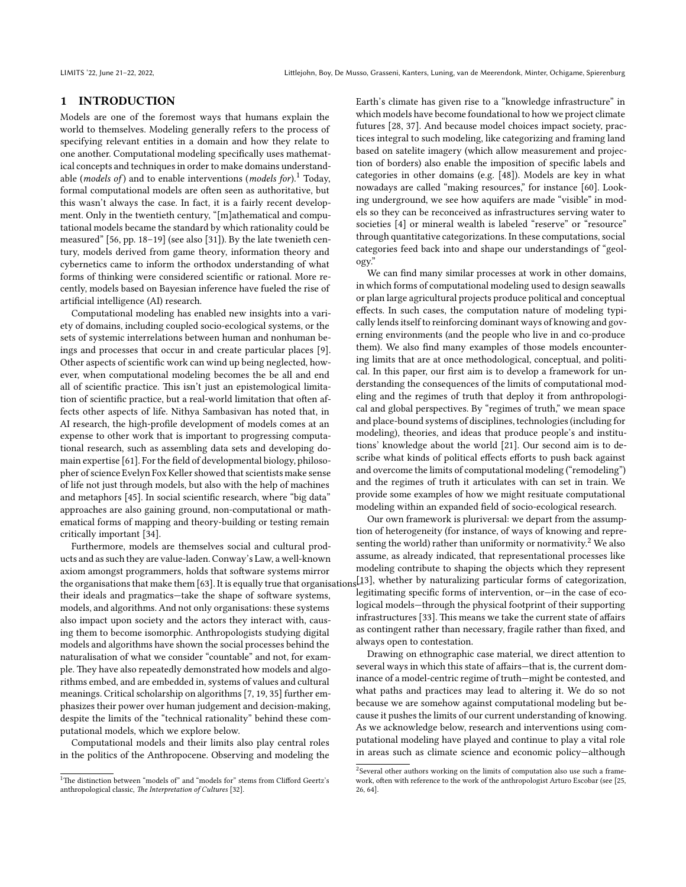# 1 INTRODUCTION

Models are one of the foremost ways that humans explain the world to themselves. Modeling generally refers to the process of specifying relevant entities in a domain and how they relate to one another. Computational modeling specifically uses mathematical concepts and techniques in order to make domains understandable (*models of*) and to enable interventions (*models for*).[1] Today, formal computational models are often seen as authoritative, but this wasn't always the case. In fact, it is a fairly recent development. Only in the twentieth century, "[m]athematical and computational models became the standard by which rationality could be measured" [56, pp. 18–19] (see also [31]). By the late twenieth century, models derived from game theory, information theory and cybernetics came to inform the orthodox understanding of what forms of thinking were considered scientific or rational. More recently, models based on Bayesian inference have fueled the rise of artificial intelligence (AI) research.

Computational modeling has enabled new insights into a variety of domains, including coupled socio-ecological systems, or the sets of systemic interrelations between human and nonhuman beings and processes that occur in and create particular places [9]. Other aspects of scientific work can wind up being neglected, however, when computational modeling becomes the be all and end all of scientific practice. This isn't just an epistemological limitation of scientific practice, but a real-world limitation that often affects other aspects of life. Nithya Sambasivan has noted that, in AI research, the high-profile development of models comes at an expense to other work that is important to progressing computational research, such as assembling data sets and developing domain expertise [61]. For the field of developmental biology, philosopher of science Evelyn Fox Keller showed that scientists make sense of life not just through models, but also with the help of machines and metaphors [45]. In social scientific research, where "big data" approaches are also gaining ground, non-computational or mathematical forms of mapping and theory-building or testing remain critically important [34].

Furthermore, models are themselves social and cultural products and as such they are value-laden. Conway's Law, a well-known axiom amongst programmers, holds that software systems mirror the organisations that make them [63]. It is equally true that organisations—their ideals and pragmatics—take the shape of software systems, models, and algorithms. And not only organisations: these systems also impact upon society and the actors they interact with, causing them to become isomorphic. Anthropologists studying digital models and algorithms have shown the social processes behind the naturalisation of what we consider "countable" and not, for example. They have also repeatedly demonstrated how models and algorithms embed, and are embedded in, systems of values and cultural meanings. Critical scholarship on algorithms [7, 19, 35] further emphasizes their power over human judgement and decision-making, despite the limits of the "technical rationality" behind these computational models, which we explore below.

Computational models and their limits also play central roles in the politics of the Anthropocene. Observing and modeling the Earth's climate has given rise to a "knowledge infrastructure" in which models have become foundational to how we project climate futures [28, 37]. And because model choices impact society, practices integral to such modeling, like categorizing and framing land based on satelite imagery (which allow measurement and projection of borders) also enable the imposition of specific labels and categories in other domains (e.g. [48]). Models are key in what nowadays are called "making resources," for instance [60]. Looking underground, we see how aquifers are made "visible" in models so they can be reconceived as infrastructures serving water to societies [4] or mineral wealth is labeled "reserve" or "resource" through quantitative categorizations. In these computations, social categories feed back into and shape our understandings of "geology."

We can find many similar processes at work in other domains, in which forms of computational modeling used to design seawalls or plan large agricultural projects produce political and conceptual effects. In such cases, the computation nature of modeling typically lends itself to reinforcing dominant ways of knowing and governing environments (and the people who live in and co-produce them). We also find many examples of those models encountering limits that are at once methodological, conceptual, and political. In this paper, our first aim is to develop a framework for understanding the consequences of the limits of computational modeling and the regimes of truth that deploy it from anthropological and global perspectives. By "regimes of truth," we mean space and place-bound systems of disciplines, technologies (including for modeling), theories, and ideas that produce people's and institutions' knowledge about the world [21]. Our second aim is to describe what kinds of political effects efforts to push back against and overcome the limits of computational modeling ("remodeling") and the regimes of truth it articulates with can set in train. We provide some examples of how we might resituate computational modeling within an expanded field of socio-ecological research.

Our own framework is pluriversal: we depart from the assumption of heterogeneity (for instance, of ways of knowing and representing the world) rather than uniformity or normativity.[2] We also assume, as already indicated, that representational processes like modeling contribute to shaping the objects which they represent [13], whether by naturalizing particular forms of categorization, legitimating specific forms of intervention, or—in the case of ecological models—through the physical footprint of their supporting infrastructures [33]. This means we take the current state of affairs as contingent rather than necessary, fragile rather than fixed, and always open to contestation.

Drawing on ethnographic case material, we direct attention to several ways in which this state of affairs—that is, the current dominance of a model-centric regime of truth—might be contested, and what paths and practices may lead to altering it. We do so not because we are somehow against computational modeling but because it pushes the limits of our current understanding of knowing. As we acknowledge below, research and interventions using computational modeling have played and continue to play a vital role in areas such as climate science and economic policy—although

[1] The distinction between "models of" and "models for" stems from Clifford Geertz's anthropological classic, *The Interpretation of Cultures* [32].

[2] Several other authors working on the limits of computation also use such a framework, often with reference to the work of the anthropologist Arturo Escobar (see [25, 26, 64].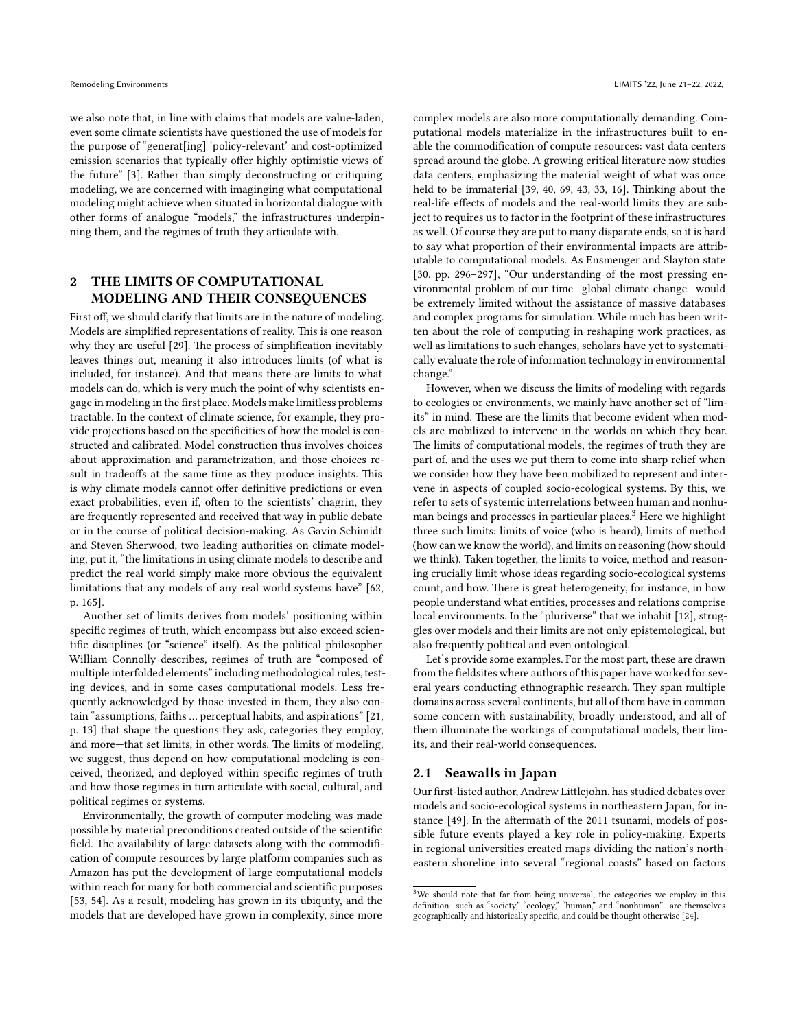we also note that, in line with claims that models are value-laden, even some climate scientists have questioned the use of models for the purpose of "generat[ing] 'policy-relevant' and cost-optimized emission scenarios that typically offer highly optimistic views of the future" [3]. Rather than simply deconstructing or critiquing modeling, we are concerned with imagining what computational modeling might achieve when situated in horizontal dialogue with other forms of analogue "models," the infrastructures underpinning them, and the regimes of truth they articulate with.

## 2 THE LIMITS OF COMPUTATIONAL MODELING AND THEIR CONSEQUENCES

First off, we should clarify that limits are in the nature of modeling. Models are simplified representations of reality. This is one reason why they are useful [29]. The process of simplification inevitably leaves things out, meaning it also introduces limits (of what is included, for instance). And that means there are limits to what models can do, which is very much the point of why scientists engage in modeling in the first place. Models make limitless problems tractable. In the context of climate science, for example, they provide projections based on the specificities of how the model is constructed and calibrated. Model construction thus involves choices about approximation and parametrization, and those choices result in tradeoffs at the same time as they produce insights. This is why climate models cannot offer definitive predictions or even exact probabilities, even if, often to the scientists' chagrin, they are frequently represented and received that way in public debate or in the course of political decision-making. As Gavin Schimidt and Steven Sherwood, two leading authorities on climate modeling, put it, "the limitations in using climate models to describe and predict the real world simply make more obvious the equivalent limitations that any models of any real world systems have" [62, p. 165].

Another set of limits derives from models' positioning within specific regimes of truth, which encompass but also exceed scientific disciplines (or "science" itself). As the political philosopher William Connolly describes, regimes of truth are "composed of multiple interfolded elements" including methodological rules, testing devices, and in some cases computational models. Less frequently acknowledged by those invested in them, they also contain "assumptions, faiths ... perceptual habits, and aspirations" [21, p. 13] that shape the questions they ask, categories they employ, and more—that set limits, in other words. The limits of modeling, we suggest, thus depend on how computational modeling is conceived, theorized, and deployed within specific regimes of truth and how those regimes in turn articulate with social, cultural, and political regimes or systems.

Environmentally, the growth of computer modeling was made possible by material preconditions created outside of the scientific field. The availability of large datasets along with the commodification of compute resources by large platform companies such as Amazon has put the development of large computational models within reach for many for both commercial and scientific purposes [53, 54]. As a result, modeling has grown in its ubiquity, and the models that are developed have grown in complexity, since more complex models are also more computationally demanding. Computational models materialize in the infrastructures built to enable the commodification of compute resources: vast data centers spread around the globe. A growing critical literature now studies data centers, emphasizing the material weight of what was once held to be immaterial [39, 40, 69, 43, 33, 16]. Thinking about the real-life effects of models and the real-world limits they are subject to requires us to factor in the footprint of these infrastructures as well. Of course they are put to many disparate ends, so it is hard to say what proportion of their environmental impacts are attributable to computational models. As Ensmenger and Slayton state [30, pp. 296–297], "Our understanding of the most pressing environmental problem of our time—global climate change—would be extremely limited without the assistance of massive databases and complex programs for simulation. While much has been written about the role of computing in reshaping work practices, as well as limitations to such changes, scholars have yet to systematically evaluate the role of information technology in environmental change."

However, when we discuss the limits of modeling with regards to ecologies or environments, we mainly have another set of "limits" in mind. These are the limits that become evident when models are mobilized to intervene in the worlds on which they bear. The limits of computational models, the regimes of truth they are part of, and the uses we put them to come into sharp relief when we consider how they have been mobilized to represent and intervene in aspects of coupled socio-ecological systems. By this, we refer to sets of systemic interrelations between human and nonhuman beings and processes in particular places.[3] Here we highlight three such limits: limits of voice (who is heard), limits of method (how can we know the world), and limits on reasoning (how should we think). Taken together, the limits to voice, method and reasoning crucially limit whose ideas regarding socio-ecological systems count, and how. There is great heterogeneity, for instance, in how people understand what entities, processes and relations comprise local environments. In the "pluriverse" that we inhabit [12], struggles over models and their limits are not only epistemological, but also frequently political and even ontological.

Let's provide some examples. For the most part, these are drawn from the fieldsites where authors of this paper have worked for several years conducting ethnographic research. They span multiple domains across several continents, but all of them have in common some concern with sustainability, broadly understood, and all of them illuminate the workings of computational models, their limits, and their real-world consequences.

### 2.1 Seawalls in Japan

Our first-listed author, Andrew Littlejohn, has studied debates over models and socio-ecological systems in northeastern Japan, for instance [49]. In the aftermath of the 2011 tsunami, models of possible future events played a key role in policy-making. Experts in regional universities created maps dividing the nation's northeastern shoreline into several "regional coasts" based on factors

[3] We should note that far from being universal, the categories we employ in this definition—such as "society," "ecology," "human," and "nonhuman"—are themselves geographically and historically specific, and could be thought otherwise [24].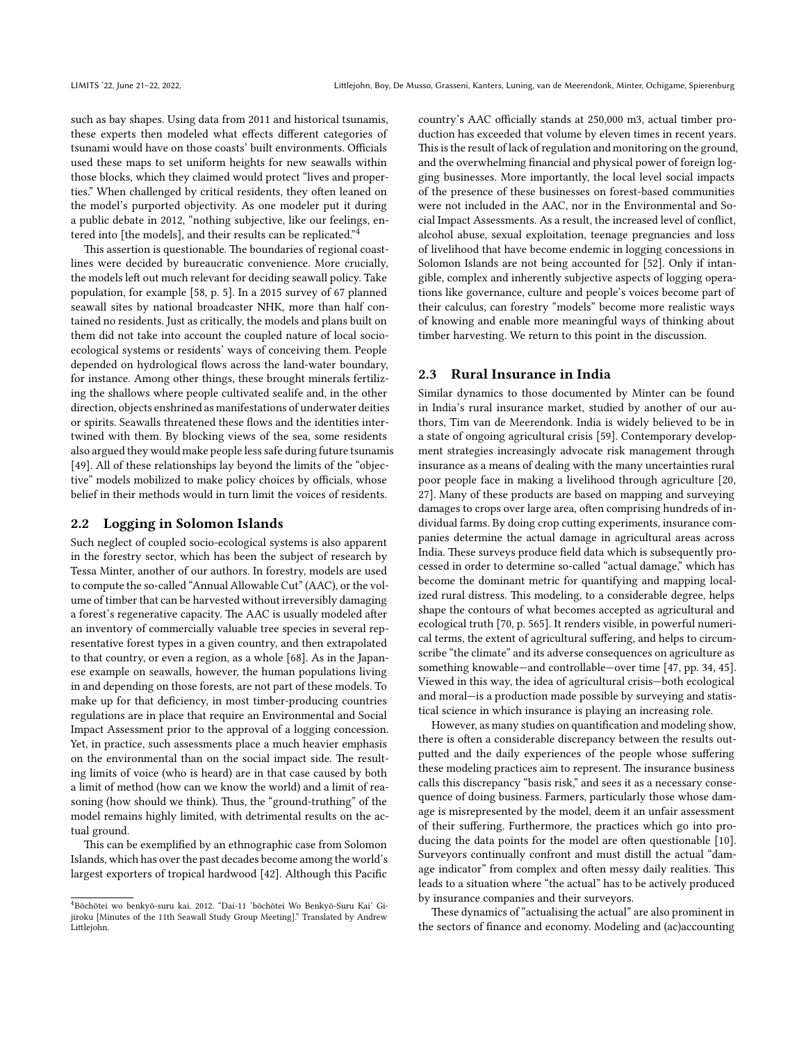such as bay shapes. Using data from 2011 and historical tsunamis, these experts then modeled what effects different categories of tsunami would have on those coasts' built environments. Officials used these maps to set uniform heights for new seawalls within those blocks, which they claimed would protect "lives and properties." When challenged by critical residents, they often leaned on the model's purported objectivity. As one modeler put it during a public debate in 2012, "nothing subjective, like our feelings, entered into [the models], and their results can be replicated."[4]

This assertion is questionable. The boundaries of regional coastlines were decided by bureaucratic convenience. More crucially, the models left out much relevant for deciding seawall policy. Take population, for example [58, p. 5]. In a 2015 survey of 67 planned seawall sites by national broadcaster NHK, more than half contained no residents. Just as critically, the models and plans built on them did not take into account the coupled nature of local socio-ecological systems or residents' ways of conceiving them. People depended on hydrological flows across the land-water boundary, for instance. Among other things, these brought minerals fertilizing the shallows where people cultivated sealife and, in the other direction, objects enshrined as manifestations of underwater deities or spirits. Seawalls threatened these flows and the identities intertwined with them. By blocking views of the sea, some residents also argued they would make people less safe during future tsunamis [49]. All of these relationships lay beyond the limits of the "objective" models mobilized to make policy choices by officials, whose belief in their methods would in turn limit the voices of residents.

## 2.2 Logging in Solomon Islands

Such neglect of coupled socio-ecological systems is also apparent in the forestry sector, which has been the subject of research by Tessa Minter, another of our authors. In forestry, models are used to compute the so-called "Annual Allowable Cut" (AAC), or the volume of timber that can be harvested without irreversibly damaging a forest's regenerative capacity. The AAC is usually modeled after an inventory of commercially valuable tree species in several representative forest types in a given country, and then extrapolated to that country, or even a region, as a whole [68]. As in the Japanese example on seawalls, however, the human populations living in and depending on those forests, are not part of these models. To make up for that deficiency, in most timber-producing countries regulations are in place that require an Environmental and Social Impact Assessment prior to the approval of a logging concession. Yet, in practice, such assessments place a much heavier emphasis on the environmental than on the social impact side. The resulting limits of voice (who is heard) are in that case caused by both a limit of method (how can we know the world) and a limit of reasoning (how should we think). Thus, the "ground-truthing" of the model remains highly limited, with detrimental results on the actual ground.

This can be exemplified by an ethnographic case from Solomon Islands, which has over the past decades become among the world's largest exporters of tropical hardwood [42]. Although this Pacific country's AAC officially stands at 250,000 m3, actual timber production has exceeded that volume by eleven times in recent years. This is the result of lack of regulation and monitoring on the ground, and the overwhelming financial and physical power of foreign logging businesses. More importantly, the local level social impacts of the presence of these businesses on forest-based communities were not included in the AAC, nor in the Environmental and Social Impact Assessments. As a result, the increased level of conflict, alcohol abuse, sexual exploitation, teenage pregnancies and loss of livelihood that have become endemic in logging concessions in Solomon Islands are not being accounted for [52]. Only if intangible, complex and inherently subjective aspects of logging operations like governance, culture and people's voices become part of their calculus, can forestry "models" become more realistic ways of knowing and enable more meaningful ways of thinking about timber harvesting. We return to this point in the discussion.

## 2.3 Rural Insurance in India

Similar dynamics to those documented by Minter can be found in India's rural insurance market, studied by another of our authors, Tim van de Meerendonk. India is widely believed to be in a state of ongoing agricultural crisis [59]. Contemporary development strategies increasingly advocate risk management through insurance as a means of dealing with the many uncertainties rural poor people face in making a livelihood through agriculture [20, 27]. Many of these products are based on mapping and surveying damages to crops over large area, often comprising hundreds of individual farms. By doing crop cutting experiments, insurance companies determine the actual damage in agricultural areas across India. These surveys produce field data which is subsequently processed in order to determine so-called "actual damage," which has become the dominant metric for quantifying and mapping localized rural distress. This modeling, to a considerable degree, helps shape the contours of what becomes accepted as agricultural and ecological truth [70, p. 565]. It renders visible, in powerful numerical terms, the extent of agricultural suffering, and helps to circumscribe "the climate" and its adverse consequences on agriculture as something knowable—and controllable—over time [47, pp. 34, 45]. Viewed in this way, the idea of agricultural crisis—both ecological and moral—is a production made possible by surveying and statistical science in which insurance is playing an increasing role.

However, as many studies on quantification and modeling show, there is often a considerable discrepancy between the results outputted and the daily experiences of the people whose suffering these modeling practices aim to represent. The insurance business calls this discrepancy "basis risk," and sees it as a necessary consequence of doing business. Farmers, particularly those whose damage is misrepresented by the model, deem it an unfair assessment of their suffering. Furthermore, the practices which go into producing the data points for the model are often questionable [10]. Surveyors continually confront and must distill the actual "damage indicator" from complex and often messy daily realities. This leads to a situation where "the actual" has to be actively produced by insurance companies and their surveyors.

These dynamics of "actualising the actual" are also prominent in the sectors of finance and economy. Modeling and (ac)accounting

[4] Bōchōtei wo benkyō-suru kai. 2012. "Dai-11 'bōchōtei Wo Benkyō-Suru Kai' Gijiroku [Minutes of the 11th Seawall Study Group Meeting]." Translated by Andrew Littlejohn.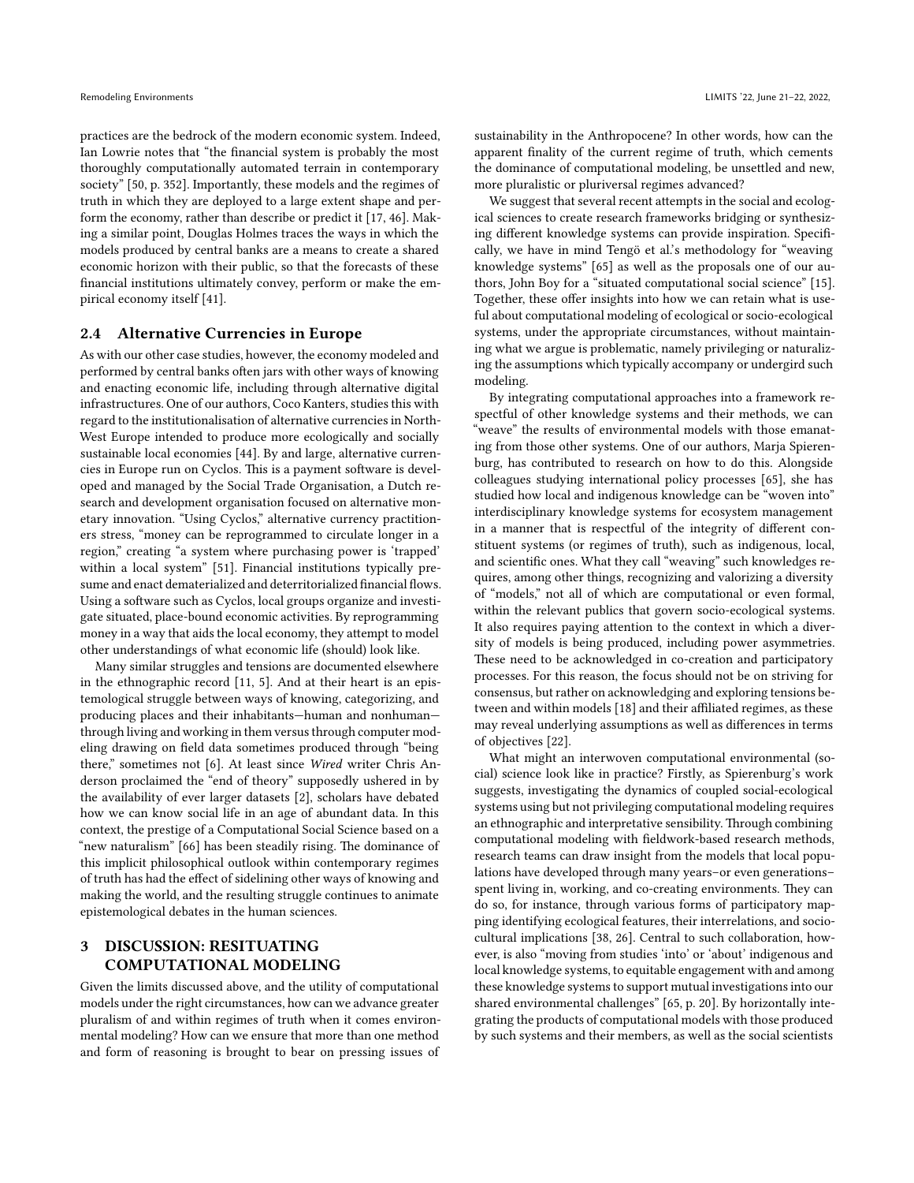practices are the bedrock of the modern economic system. Indeed, Ian Lowrie notes that "the financial system is probably the most thoroughly computationally automated terrain in contemporary society" [50, p. 352]. Importantly, these models and the regimes of truth in which they are deployed to a large extent shape and perform the economy, rather than describe or predict it [17, 46]. Making a similar point, Douglas Holmes traces the ways in which the models produced by central banks are a means to create a shared economic horizon with their public, so that the forecasts of these financial institutions ultimately convey, perform or make the empirical economy itself [41].

### 2.4 Alternative Currencies in Europe

As with our other case studies, however, the economy modeled and performed by central banks often jars with other ways of knowing and enacting economic life, including through alternative digital infrastructures. One of our authors, Coco Kanters, studies this with regard to the institutionalisation of alternative currencies in North-West Europe intended to produce more ecologically and socially sustainable local economies [44]. By and large, alternative currencies in Europe run on Cyclos. This is a payment software is developed and managed by the Social Trade Organisation, a Dutch research and development organisation focused on alternative monetary innovation. "Using Cyclos," alternative currency practitioners stress, "money can be reprogrammed to circulate longer in a region," creating "a system where purchasing power is 'trapped' within a local system" [51]. Financial institutions typically presume and enact dematerialized and deterritorialized financial flows. Using a software such as Cyclos, local groups organize and investigate situated, place-bound economic activities. By reprogramming money in a way that aids the local economy, they attempt to model other understandings of what economic life (should) look like.

Many similar struggles and tensions are documented elsewhere in the ethnographic record [11, 5]. And at their heart is an epistemological struggle between ways of knowing, categorizing, and producing places and their inhabitants—human and nonhuman—through living and working in them versus through computer modeling drawing on field data sometimes produced through "being there," sometimes not [6]. At least since *Wired* writer Chris Anderson proclaimed the "end of theory" supposedly ushered in by the availability of ever larger datasets [2], scholars have debated how we can know social life in an age of abundant data. In this context, the prestige of a Computational Social Science based on a "new naturalism" [66] has been steadily rising. The dominance of this implicit philosophical outlook within contemporary regimes of truth has had the effect of sidelining other ways of knowing and making the world, and the resulting struggle continues to animate epistemological debates in the human sciences.

## 3 DISCUSSION: RESITUATING COMPUTATIONAL MODELING

Given the limits discussed above, and the utility of computational models under the right circumstances, how can we advance greater pluralism of and within regimes of truth when it comes environmental modeling? How can we ensure that more than one method and form of reasoning is brought to bear on pressing issues of sustainability in the Anthropocene? In other words, how can the apparent finality of the current regime of truth, which cements the dominance of computational modeling, be unsettled and new, more pluralistic or pluriversal regimes advanced?

We suggest that several recent attempts in the social and ecological sciences to create research frameworks bridging or synthesizing different knowledge systems can provide inspiration. Specifically, we have in mind Tengö et al.'s methodology for "weaving knowledge systems" [65] as well as the proposals one of our authors, John Boy for a "situated computational social science" [15]. Together, these offer insights into how we can retain what is useful about computational modeling of ecological or socio-ecological systems, under the appropriate circumstances, without maintaining what we argue is problematic, namely privileging or naturalizing the assumptions which typically accompany or undergird such modeling.

By integrating computational approaches into a framework respectful of other knowledge systems and their methods, we can "weave" the results of environmental models with those emanating from those other systems. One of our authors, Marja Spierenburg, has contributed to research on how to do this. Alongside colleagues studying international policy processes [65], she has studied how local and indigenous knowledge can be "woven into" interdisciplinary knowledge systems for ecosystem management in a manner that is respectful of the integrity of different constituent systems (or regimes of truth), such as indigenous, local, and scientific ones. What they call "weaving" such knowledges requires, among other things, recognizing and valorizing a diversity of "models," not all of which are computational or even formal, within the relevant publics that govern socio-ecological systems. It also requires paying attention to the context in which a diversity of models is being produced, including power asymmetries. These need to be acknowledged in co-creation and participatory processes. For this reason, the focus should not be on striving for consensus, but rather on acknowledging and exploring tensions between and within models [18] and their affiliated regimes, as these may reveal underlying assumptions as well as differences in terms of objectives [22].

What might an interwoven computational environmental (social) science look like in practice? Firstly, as Spierenburg's work suggests, investigating the dynamics of coupled social-ecological systems using but not privileging computational modeling requires an ethnographic and interpretative sensibility. Through combining computational modeling with fieldwork-based research methods, research teams can draw insight from the models that local populations have developed through many years–or even generations–spent living in, working, and co-creating environments. They can do so, for instance, through various forms of participatory mapping identifying ecological features, their interrelations, and sociocultural implications [38, 26]. Central to such collaboration, however, is also "moving from studies 'into' or 'about' indigenous and local knowledge systems, to equitable engagement with and among these knowledge systems to support mutual investigations into our shared environmental challenges" [65, p. 20]. By horizontally integrating the products of computational models with those produced by such systems and their members, as well as the social scientists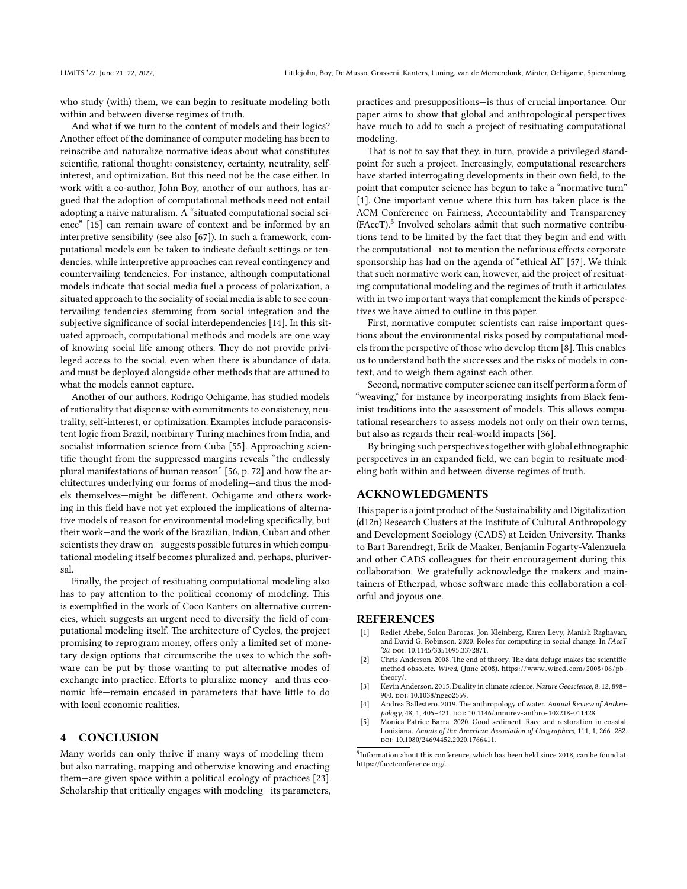who study (with) them, we can begin to resituate modeling both within and between diverse regimes of truth.

And what if we turn to the content of models and their logics? Another effect of the dominance of computer modeling has been to reinscribe and naturalize normative ideas about what constitutes scientific, rational thought: consistency, certainty, neutrality, self-interest, and optimization. But this need not be the case either. In work with a co-author, John Boy, another of our authors, has argued that the adoption of computational methods need not entail adopting a naive naturalism. A "situated computational social science" [15] can remain aware of context and be informed by an interpretive sensibility (see also [67]). In such a framework, computational models can be taken to indicate default settings or tendencies, while interpretive approaches can reveal contingency and countervailing tendencies. For instance, although computational models indicate that social media fuel a process of polarization, a situated approach to the sociality of social media is able to see countervailing tendencies stemming from social integration and the subjective significance of social interdependencies [14]. In this situated approach, computational methods and models are one way of knowing social life among others. They do not provide privileged access to the social, even when there is abundance of data, and must be deployed alongside other methods that are attuned to what the models cannot capture.

Another of our authors, Rodrigo Ochigame, has studied models of rationality that dispense with commitments to consistency, neutrality, self-interest, or optimization. Examples include paraconsistent logic from Brazil, nonbinary Turing machines from India, and socialist information science from Cuba [55]. Approaching scientific thought from the suppressed margins reveals "the endlessly plural manifestations of human reason" [56, p. 72] and how the architectures underlying our forms of modeling—and thus the models themselves—might be different. Ochigame and others working in this field have not yet explored the implications of alternative models of reason for environmental modeling specifically, but their work—and the work of the Brazilian, Indian, Cuban and other scientists they draw on—suggests possible futures in which computational modeling itself becomes pluralized and, perhaps, pluriversal.

Finally, the project of resituating computational modeling also has to pay attention to the political economy of modeling. This is exemplified in the work of Coco Kanters on alternative currencies, which suggests an urgent need to diversify the field of computational modeling itself. The architecture of Cyclos, the project promising to reprogram money, offers only a limited set of monetary design options that circumscribe the uses to which the software can be put by those wanting to put alternative modes of exchange into practice. Efforts to pluralize money—and thus economic life—remain encased in parameters that have little to do with local economic realities.

## 4 CONCLUSION

Many worlds can only thrive if many ways of modeling them—but also narrating, mapping and otherwise knowing and enacting them—are given space within a political ecology of practices [23]. Scholarship that critically engages with modeling—its parameters, practices and presuppositions—is thus of crucial importance. Our paper aims to show that global and anthropological perspectives have much to add to such a project of resituating computational modeling.

That is not to say that they, in turn, provide a privileged standpoint for such a project. Increasingly, computational researchers have started interrogating developments in their own field, to the point that computer science has begun to take a "normative turn" [1]. One important venue where this turn has taken place is the ACM Conference on Fairness, Accountability and Transparency (FAccT).[5] Involved scholars admit that such normative contributions tend to be limited by the fact that they begin and end with the computational—not to mention the nefarious effects corporate sponsorship has had on the agenda of "ethical AI" [57]. We think that such normative work can, however, aid the project of resituating computational modeling and the regimes of truth it articulates with in two important ways that complement the kinds of perspectives we have aimed to outline in this paper.

First, normative computer scientists can raise important questions about the environmental risks posed by computational models from the perspetive of those who develop them [8]. This enables us to understand both the successes and the risks of models in context, and to weigh them against each other.

Second, normative computer science can itself perform a form of "weaving," for instance by incorporating insights from Black feminist traditions into the assessment of models. This allows computational researchers to assess models not only on their own terms, but also as regards their real-world impacts [36].

By bringing such perspectives together with global ethnographic perspectives in an expanded field, we can begin to resituate modeling both within and between diverse regimes of truth.

## ACKNOWLEDGMENTS

This paper is a joint product of the Sustainability and Digitalization (d12n) Research Clusters at the Institute of Cultural Anthropology and Development Sociology (CADS) at Leiden University. Thanks to Bart Barendregt, Erik de Maaker, Benjamin Fogarty-Valenzuela and other CADS colleagues for their encouragement during this collaboration. We gratefully acknowledge the makers and maintainers of Etherpad, whose software made this collaboration a colorful and joyous one.

## REFERENCES

- [1] Rediet Abebe, Solon Barocas, Jon Kleinberg, Karen Levy, Manish Raghavan, and David G. Robinson. 2020. Roles for computing in social change. In *FAccT '20*. DOI: 10.1145/3351095.3372871.
- [2] Chris Anderson. 2008. The end of theory. The data deluge makes the scientific method obsolete. *Wired*, (June 2008). https://www.wired.com/2008/06/pb-theory/.
- [3] Kevin Anderson. 2015. Duality in climate science. *Nature Geoscience*, 8, 12, 898–900. DOI: 10.1038/ngeo2559.
- [4] Andrea Ballestero. 2019. The anthropology of water. *Annual Review of Anthropology*, 48, 1, 405–421. DOI: 10.1146/annurev-anthro-102218-011428.
- [5] Monica Patrice Barra. 2020. Good sediment. Race and restoration in coastal Louisiana. *Annals of the American Association of Geographers*, 111, 1, 266–282. DOI: 10.1080/24694452.2020.1766411.

[5] Information about this conference, which has been held since 2018, can be found at https://facctconference.org/.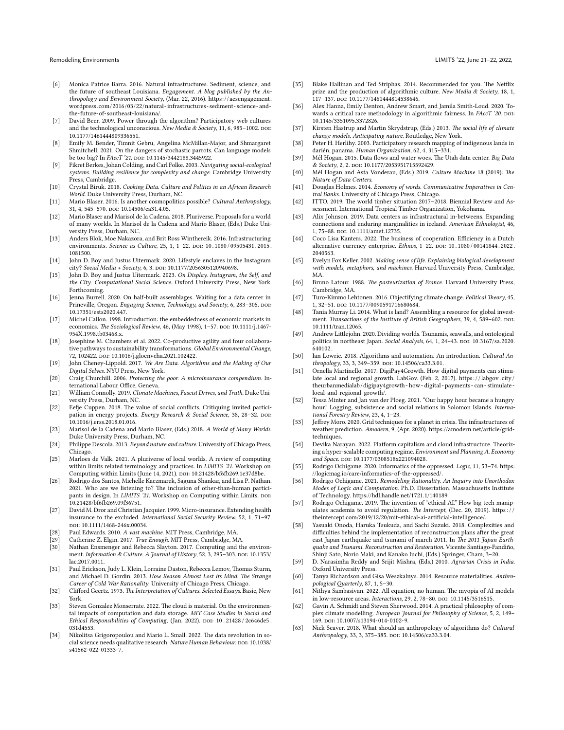- [6] Monica Patrice Barra. 2016. Natural infrastructures. Sediment, science, and the future of southeast Louisiana. *Engagement. A blog published by the Anthropology and Environment Society*, (Mar. 22, 2016). https://aesengagement.wordpress.com/2016/03/22/natural-infrastructures-sediment-science-and-the-future-of-southeast-louisiana/.
- [7] David Beer. 2009. Power through the algorithm? Participatory web cultures and the technological unconscious. *New Media & Society*, 11, 6, 985–1002. doi: 10.1177/1461444809336551.
- [8] Emily M. Bender, Timnit Gebru, Angelina McMillan-Major, and Shmargaret Shmitchell. 2021. On the dangers of stochastic parrots. Can language models be too big? In *FAccT '21*. doi: 10.1145/3442188.3445922.
- [9] Fikret Berkes, Johan Colding, and Carl Folke. 2003. *Navigating social-ecological systems. Building resilience for complexity and change*. Cambridge University Press, Cambridge.
- [10] Crystal Biruk. 2018. *Cooking Data. Culture and Politics in an African Research World*. Duke University Press, Durham, NC.
- [11] Mario Blaser. 2016. Is another cosmopolitics possible? *Cultural Anthropology*, 31, 4, 545–570. doi: 10.14506/ca31.4.05.
- [12] Mario Blaser and Marisol de la Cadena. 2018. Pluriverse. Proposals for a world of many worlds. In Marisol de la Cadena and Mario Blaser, (Eds.) Duke University Press, Durham, NC.
- [13] Anders Blok, Moe Nakazora, and Brit Ross Winthereik. 2016. Infrastructuring environments. *Science as Culture*, 25, 1, 1–22. doi: 10.1080/09505431.2015.1081500.
- [14] John D. Boy and Justus Uitermark. 2020. Lifestyle enclaves in the Instagram city? *Social Media + Society*, 6, 3. doi: 10.1177/2056305120940698.
- [15] John D. Boy and Justus Uitermark. 2023. *On Display. Instagram, the Self, and the City. Computational Social Science*. Oxford University Press, New York. Forthcoming.
- [16] Jenna Burrell. 2020. On half-built assemblages. Waiting for a data center in Prineville, Oregon. *Engaging Science, Technology, and Society*, 6, 283–305. doi: 10.17351/ests2020.447.
- [17] Michel Callon. 1998. Introduction: the embeddedness of economic markets in economics. *The Sociological Review*, 46, (May 1998), 1–57. doi: 10.1111/j.1467-954X.1998.tb03468.x.
- [18] Josephine M. Chambers et al. 2022. Co-productive agility and four collaborative pathways to sustainability transformations. *Global Environmental Change*, 72, 102422. doi: 10.1016/j.gloenvcha.2021.102422.
- [19] John Cheney-Lippold. 2017. *We Are Data. Algorithms and the Making of Our Digital Selves*. NYU Press, New York.
- [20] Craig Churchill. 2006. *Protecting the poor. A microinsurance compendium*. International Labour Office, Geneva.
- [21] William Connolly. 2019. *Climate Machines, Fascist Drives, and Truth*. Duke University Press, Durham, NC.
- [22] Eefje Cuppen. 2018. The value of social conflicts. Critiquing invited participation in energy projects. *Energy Research & Social Science*, 38, 28–32. doi: 10.1016/j.erss.2018.01.016.
- [23] Marisol de la Cadena and Mario Blaser, (Eds.) 2018. *A World of Many Worlds*. Duke University Press, Durham, NC.
- [24] Philippe Descola. 2013. *Beyond nature and culture*. University of Chicago Press, Chicago.
- [25] Marloes de Valk. 2021. A pluriverse of local worlds. A review of computing within limits related terminology and practices. In *LIMITS '21*. Workshop on Computing within Limits (June 14, 2021). doi: 10.21428/bf6fb269.1e37d8be.
- [26] Rodrigo dos Santos, Michelle Kaczmarek, Saguna Shankar, and Lisa P. Nathan. 2021. Who are we listening to? The inclusion of other-than-human participants in design. In *LIMITS '21*. Workshop on Computing within Limits. doi: 10.21428/bf6fb269.09f36751.
- [27] David M. Dror and Christian Jacquier. 1999. Micro-insurance. Extending health insurance to the excluded. *International Social Security Review*, 52, 1, 71–97. doi: 10.1111/1468-246x.00034.
- [28] Paul Edwards. 2010. *A vast machine*. MIT Press, Cambridge, MA.
- [29] Catherine Z. Elgin. 2017. *True Enough*. MIT Press, Cambridge, MA.
- [30] Nathan Ensmenger and Rebecca Slayton. 2017. Computing and the environment. *Information & Culture. A Journal of History*, 52, 3, 295–303. doi: 10.1353/lac.2017.0011.
- [31] Paul Erickson, Judy L. Klein, Lorraine Daston, Rebecca Lemov, Thomas Sturm, and Michael D. Gordin. 2013. *How Reason Almost Lost Its Mind. The Strange Career of Cold War Rationality*. University of Chicago Press, Chicago.
- [32] Clifford Geertz. 1973. *The Interpretation of Cultures. Selected Essays*. Basic, New York.
- [33] Steven Gonzalez Monserrate. 2022. The cloud is material. On the environmental impacts of computation and data storage. *MIT Case Studies in Social and Ethical Responsibilities of Computing*, (Jan. 2022). doi: 10.21428/2c646de5.031d4553.
- [34] Nikolitsa Grigoropoulou and Mario L. Small. 2022. The data revolution in social science needs qualitative research. *Nature Human Behaviour*. doi: 10.1038/s41562-022-01333-7.
- [35] Blake Hallinan and Ted Striphas. 2014. Recommended for you. The Netflix prize and the production of algorithmic culture. *New Media & Society*, 18, 1, 117–137. doi: 10.1177/1461444814538646.
- [36] Alex Hanna, Emily Denton, Andrew Smart, and Jamila Smith-Loud. 2020. Towards a critical race methodology in algorithmic fairness. In *FAccT '20*. doi: 10.1145/3351095.3372826.
- [37] Kirsten Hastrup and Martin Skrydstrup, (Eds.) 2013. *The social life of climate change models. Anticipating nature*. Routledge, New York.
- [38] Peter H. Herlihy. 2003. Participatory research mapping of indigenous lands in darién, panama. *Human Organization*, 62, 4, 315–331.
- [39] Mél Hogan. 2015. Data flows and water woes. The Utah data center. *Big Data & Society*, 2, 2. doi: 10.1177/2053951715592429.
- [40] Mél Hogan and Asta Vonderau, (Eds.) 2019. *Culture Machine* 18 (2019): *The Nature of Data Centers*.
- [41] Douglas Holmes. 2014. *Economy of words. Communicative Imperatives in Central Banks*. University of Chicago Press, Chicago.
- [42] ITTO. 2019. The world timber situation 2017–2018. Biennial Review and Assessment. International Tropical Timber Organization, Yokohama.
- [43] Alix Johnson. 2019. Data centers as infrastructural in-betweens. Expanding connections and enduring marginalities in iceland. *American Ethnologist*, 46, 1, 75–88. doi: 10.1111/amet.12735.
- [44] Coco Lisa Kanters. 2022. The business of cooperation. Efficiency in a Dutch alternative currency enterprise. *Ethnos*, 1–22. doi: 10.1080/00141844.2022.2040563.
- [45] Evelyn Fox Keller. 2002. *Making sense of life. Explaining biological development with models, metaphors, and machines*. Harvard University Press, Cambridge, MA.
- [46] Bruno Latour. 1988. *The pasteurization of France*. Harvard University Press, Cambridge, MA.
- [47] Turo-Kimmo Lehtonen. 2016. Objectifying climate change. *Political Theory*, 45, 1, 32–51. doi: 10.1177/0090591716680684.
- [48] Tania Murray Li. 2014. What is land? Assembling a resource for global investment. *Transactions of the Institute of British Geographers*, 39, 4, 589–602. doi: 10.1111/tran.12065.
- [49] Andrew Littlejohn. 2020. Dividing worlds. Tsunamis, seawalls, and ontological politics in northeast Japan. *Social Analysis*, 64, 1, 24–43. doi: 10.3167/sa.2020.640102.
- [50] Ian Lowrie. 2018. Algorithms and automation. An introduction. *Cultural Anthropology*, 33, 3, 349–359. doi: 10.14506/ca33.3.01.
- [51] Ornella Martinello. 2017. DigiPay4Growth. How digital payments can stimulate local and regional growth. LabGov. (Feb. 2, 2017). https://labgov.city/theurbanmedialab/digipay4growth-how-digital-payments-can-stimulate-local-and-regional-growth/.
- [52] Tessa Minter and Jan van der Ploeg. 2021. "Our happy hour became a hungry hour." Logging, subsistence and social relations in Solomon Islands. *International Forestry Review*, 23, 4, 1–23.
- [53] Jeffrey Moro. 2020. Grid techniques for a planet in crisis. The infrastructures of weather prediction. *Amodern*, 9, (Apr. 2020). https://amodern.net/article/grid-techniques.
- [54] Devika Narayan. 2022. Platform capitalism and cloud infrastructure. Theorizing a hyper-scalable computing regime. *Environment and Planning A. Economy and Space*. doi: 10.1177/0308518x221094028.
- [55] Rodrigo Ochigame. 2020. Informatics of the oppressed. *Logic*, 11, 53–74. https://logicmag.io/care/informatics-of-the-oppressed/.
- [56] Rodrigo Ochigame. 2021. *Remodeling Rationality. An Inquiry into Unorthodox Modes of Logic and Computation*. Ph.D. Dissertation. Massachusetts Institute of Technology. https://hdl.handle.net/1721.1/140189.
- [57] Rodrigo Ochigame. 2019. The invention of "ethical AI." How big tech manipulates academia to avoid regulation. *The Intercept*, (Dec. 20, 2019). https://theintercept.com/2019/12/20/mit-ethical-ai-artificial-intelligence/.
- [58] Yasuaki Onoda, Haruka Tsukuda, and Sachi Suzuki. 2018. Complexities and difficulties behind the implementation of reconstruction plans after the great east Japan earthquake and tsunami of march 2011. In *The 2011 Japan Earthquake and Tsunami. Reconstruction and Restoration*. Vicente Santiago-Fandiño, Shinji Sato, Norio Maki, and Kanako Iuchi, (Eds.) Springer, Cham, 3–20.
- [59] D. Narasimha Reddy and Srijit Mishra, (Eds.) 2010. *Agrarian Crisis in India*. Oxford University Press.
- [60] Tanya Richardson and Gisa Weszkalnys. 2014. Resource materialities. *Anthropological Quarterly*, 87, 1, 5–30.
- [61] Nithya Sambasivan. 2022. All equation, no human. The myopia of AI models in low-resource areas. *Interactions*, 29, 2, 78–80. doi: 10.1145/3516515.
- [62] Gavin A. Schmidt and Steven Sherwood. 2014. A practical philosophy of complex climate modelling. *European Journal for Philosophy of Science*, 5, 2, 149–169. doi: 10.1007/s13194-014-0102-9.
- [63] Nick Seaver. 2018. What should an anthropology of algorithms do? *Cultural Anthropology*, 33, 3, 375–385. doi: 10.14506/ca33.3.04.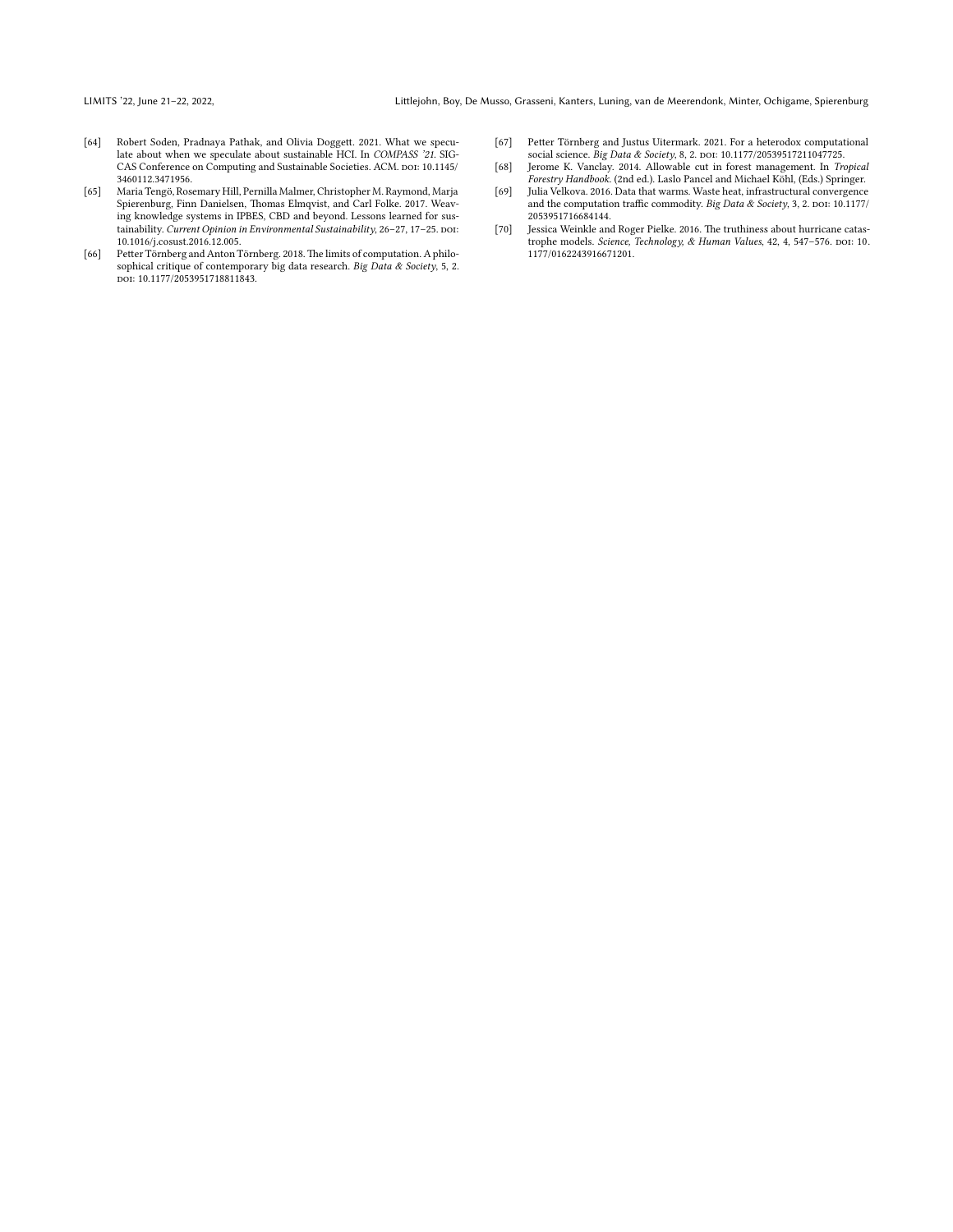[64] Robert Soden, Pradnaya Pathak, and Olivia Doggett. 2021. What we speculate about when we speculate about sustainable HCI. In *COMPASS '21*. SIGCAS Conference on Computing and Sustainable Societies. ACM. doi: 10.1145/3460112.3471956.

[65] Maria Tengö, Rosemary Hill, Pernilla Malmer, Christopher M. Raymond, Marja Spierenburg, Finn Danielsen, Thomas Elmqvist, and Carl Folke. 2017. Weaving knowledge systems in IPBES, CBD and beyond. Lessons learned for sustainability. *Current Opinion in Environmental Sustainability*, 26–27, 17–25. doi: 10.1016/j.cosust.2016.12.005.

[66] Petter Törnberg and Anton Törnberg. 2018. The limits of computation. A philosophical critique of contemporary big data research. *Big Data & Society*, 5, 2. doi: 10.1177/2053951718811843.

[67] Petter Törnberg and Justus Uitermark. 2021. For a heterodox computational social science. *Big Data & Society*, 8, 2. doi: 10.1177/20539517211047725.

[68] Jerome K. Vanclay. 2014. Allowable cut in forest management. In *Tropical Forestry Handbook*. (2nd ed.). Laslo Pancel and Michael Köhl, (Eds.) Springer.

[69] Julia Velkova. 2016. Data that warms. Waste heat, infrastructural convergence and the computation traffic commodity. *Big Data & Society*, 3, 2. doi: 10.1177/2053951716684144.

[70] Jessica Weinkle and Roger Pielke. 2016. The truthiness about hurricane catastrophe models. *Science, Technology, & Human Values*, 42, 4, 547–576. doi: 10.1177/0162243916671201.